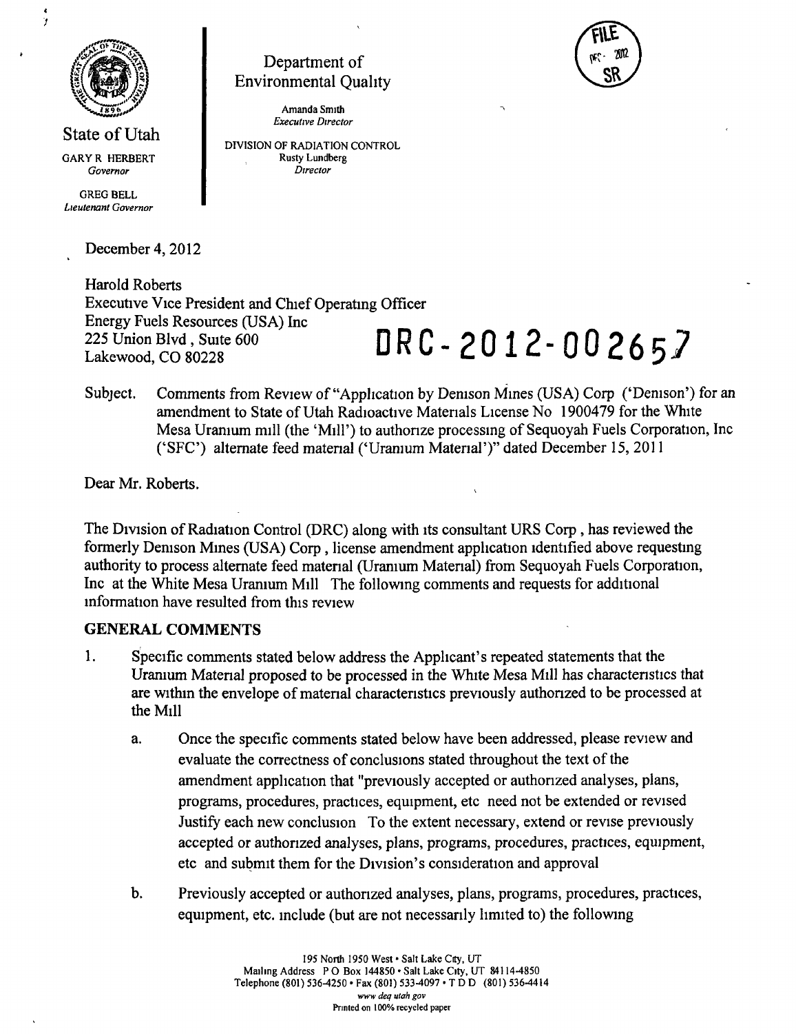State of Utah

GARY R HERBERT
*Governor*

GREG BELL
*Lieutenant Governor*

Department of Environmental Quality

Amanda Smith
*Executive Director*

DIVISION OF RADIATION CONTROL
Rusty Lundberg
*Director*

FILE
DEC 2012
SR

December 4, 2012

Harold Roberts
Executive Vice President and Chief Operating Officer
Energy Fuels Resources (USA) Inc
225 Union Blvd, Suite 600
Lakewood, CO 80228

**DRC-2012-002657**

Subject. Comments from Review of "Application by Denison Mines (USA) Corp ('Denison') for an amendment to State of Utah Radioactive Materials License No 1900479 for the White Mesa Uranium mill (the 'Mill') to authorize processing of Sequoyah Fuels Corporation, Inc ('SFC') alternate feed material ('Uranium Material')" dated December 15, 2011

Dear Mr. Roberts.

The Division of Radiation Control (DRC) along with its consultant URS Corp, has reviewed the formerly Denison Mines (USA) Corp, license amendment application identified above requesting authority to process alternate feed material (Uranium Material) from Sequoyah Fuels Corporation, Inc at the White Mesa Uranium Mill The following comments and requests for additional information have resulted from this review

## GENERAL COMMENTS

1. Specific comments stated below address the Applicant's repeated statements that the Uranium Material proposed to be processed in the White Mesa Mill has characteristics that are within the envelope of material characteristics previously authorized to be processed at the Mill

   a. Once the specific comments stated below have been addressed, please review and evaluate the correctness of conclusions stated throughout the text of the amendment application that "previously accepted or authorized analyses, plans, programs, procedures, practices, equipment, etc need not be extended or revised Justify each new conclusion To the extent necessary, extend or revise previously accepted or authorized analyses, plans, programs, procedures, practices, equipment, etc and submit them for the Division's consideration and approval

   b. Previously accepted or authorized analyses, plans, programs, procedures, practices, equipment, etc. include (but are not necessarily limited to) the following

195 North 1950 West • Salt Lake City, UT
Mailing Address P O Box 144850 • Salt Lake City, UT 84114-4850
Telephone (801) 536-4250 • Fax (801) 533-4097 • T D D (801) 536-4414
www deq utah gov
Printed on 100% recycled paper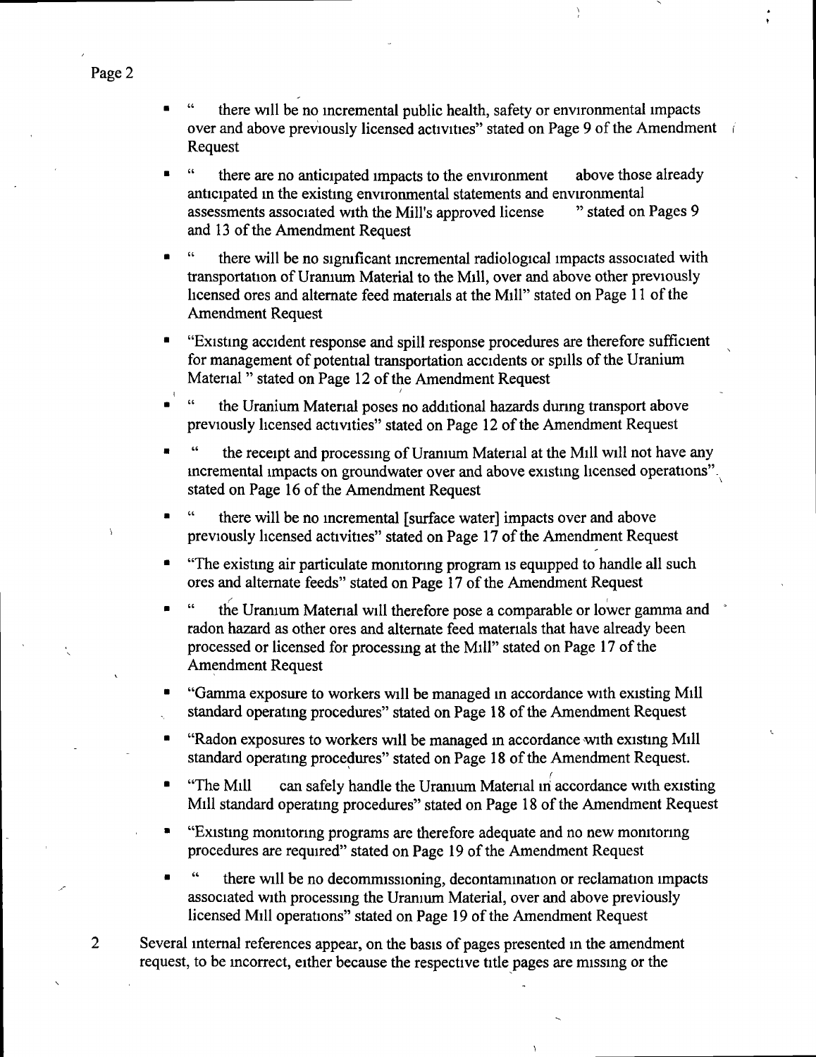- " there will be no incremental public health, safety or environmental impacts over and above previously licensed activities" stated on Page 9 of the Amendment Request

- " there are no anticipated impacts to the environment above those already anticipated in the existing environmental statements and environmental assessments associated with the Mill's approved license " stated on Pages 9 and 13 of the Amendment Request

- " there will be no significant incremental radiological impacts associated with transportation of Uranium Material to the Mill, over and above other previously licensed ores and alternate feed materials at the Mill" stated on Page 11 of the Amendment Request

- "Existing accident response and spill response procedures are therefore sufficient for management of potential transportation accidents or spills of the Uranium Material " stated on Page 12 of the Amendment Request

- " the Uranium Material poses no additional hazards during transport above previously licensed activities" stated on Page 12 of the Amendment Request

- " the receipt and processing of Uranium Material at the Mill will not have any incremental impacts on groundwater over and above existing licensed operations" stated on Page 16 of the Amendment Request

- " there will be no incremental [surface water] impacts over and above previously licensed activities" stated on Page 17 of the Amendment Request

- "The existing air particulate monitoring program is equipped to handle all such ores and alternate feeds" stated on Page 17 of the Amendment Request

- " the Uranium Material will therefore pose a comparable or lower gamma and radon hazard as other ores and alternate feed materials that have already been processed or licensed for processing at the Mill" stated on Page 17 of the Amendment Request

- "Gamma exposure to workers will be managed in accordance with existing Mill standard operating procedures" stated on Page 18 of the Amendment Request

- "Radon exposures to workers will be managed in accordance with existing Mill standard operating procedures" stated on Page 18 of the Amendment Request.

- "The Mill can safely handle the Uranium Material in accordance with existing Mill standard operating procedures" stated on Page 18 of the Amendment Request

- "Existing monitoring programs are therefore adequate and no new monitoring procedures are required" stated on Page 19 of the Amendment Request

- " there will be no decommissioning, decontamination or reclamation impacts associated with processing the Uranium Material, over and above previously licensed Mill operations" stated on Page 19 of the Amendment Request

2 Several internal references appear, on the basis of pages presented in the amendment request, to be incorrect, either because the respective title pages are missing or the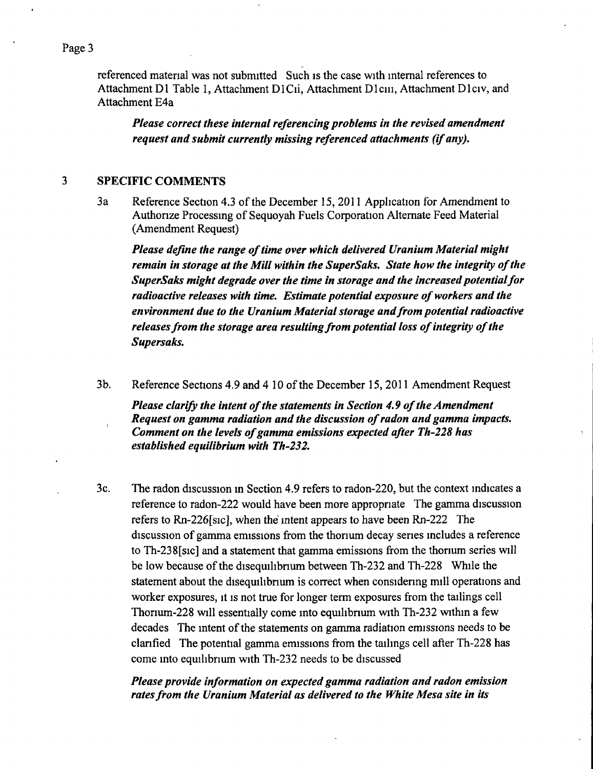referenced material was not submitted Such is the case with internal references to Attachment D1 Table 1, Attachment D1Cii, Attachment D1ciii, Attachment D1civ, and Attachment E4a

> ***Please correct these internal referencing problems in the revised amendment request and submit currently missing referenced attachments (if any).***

## 3 SPECIFIC COMMENTS

3a Reference Section 4.3 of the December 15, 2011 Application for Amendment to Authorize Processing of Sequoyah Fuels Corporation Alternate Feed Material (Amendment Request)

> ***Please define the range of time over which delivered Uranium Material might remain in storage at the Mill within the SuperSaks. State how the integrity of the SuperSaks might degrade over the time in storage and the increased potential for radioactive releases with time. Estimate potential exposure of workers and the environment due to the Uranium Material storage and from potential radioactive releases from the storage area resulting from potential loss of integrity of the Supersaks.***

3b. Reference Sections 4.9 and 4 10 of the December 15, 2011 Amendment Request

> ***Please clarify the intent of the statements in Section 4.9 of the Amendment Request on gamma radiation and the discussion of radon and gamma impacts. Comment on the levels of gamma emissions expected after Th-228 has established equilibrium with Th-232.***

3c. The radon discussion in Section 4.9 refers to radon-220, but the context indicates a reference to radon-222 would have been more appropriate The gamma discussion refers to Rn-226[sic], when the intent appears to have been Rn-222 The discussion of gamma emissions from the thorium decay series includes a reference to Th-238[sic] and a statement that gamma emissions from the thorium series will be low because of the disequilibrium between Th-232 and Th-228 While the statement about the disequilibrium is correct when considering mill operations and worker exposures, it is not true for longer term exposures from the tailings cell Thorium-228 will essentially come into equilibrium with Th-232 within a few decades The intent of the statements on gamma radiation emissions needs to be clarified The potential gamma emissions from the tailings cell after Th-228 has come into equilibrium with Th-232 needs to be discussed

> ***Please provide information on expected gamma radiation and radon emission rates from the Uranium Material as delivered to the White Mesa site in its***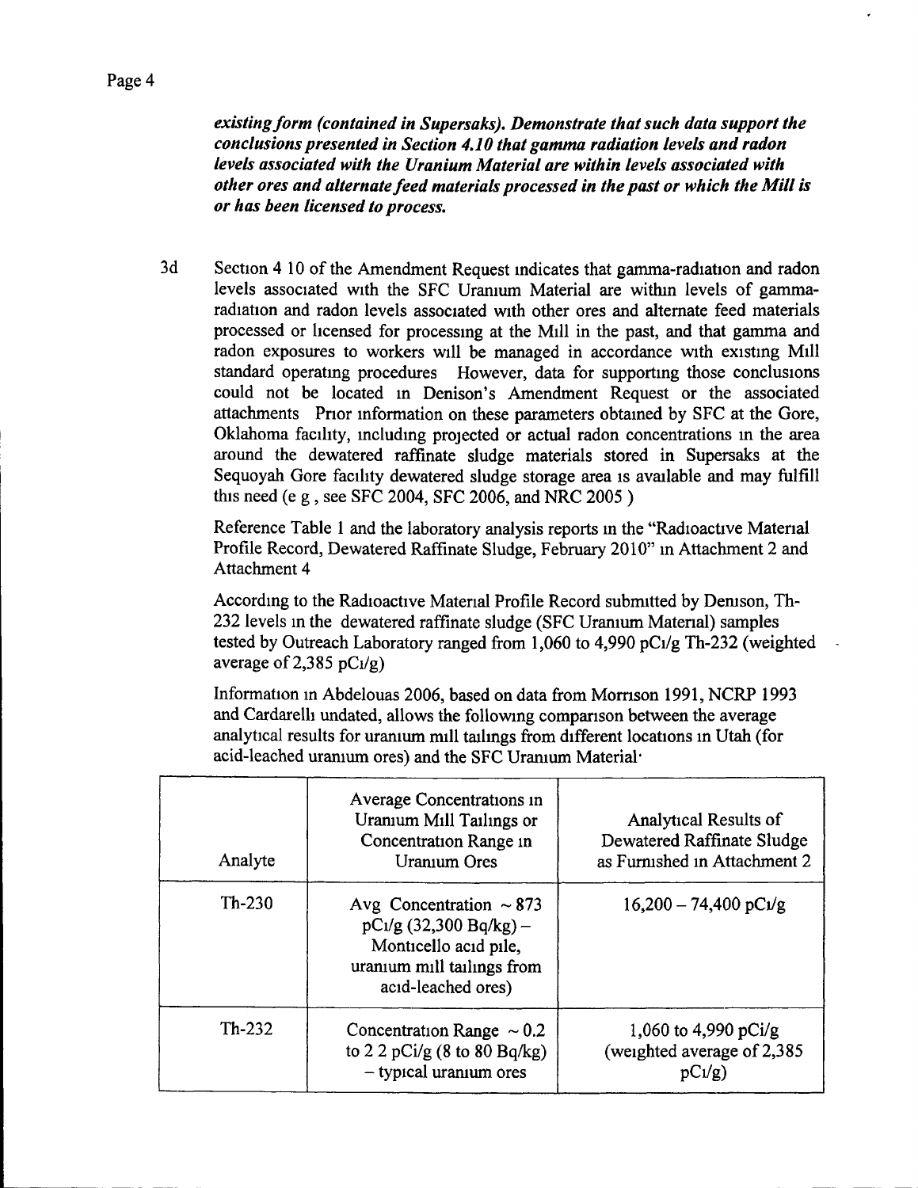***existing form (contained in Supersaks). Demonstrate that such data support the conclusions presented in Section 4.10 that gamma radiation levels and radon levels associated with the Uranium Material are within levels associated with other ores and alternate feed materials processed in the past or which the Mill is or has been licensed to process.***

3d Section 4 10 of the Amendment Request indicates that gamma-radiation and radon levels associated with the SFC Uranium Material are within levels of gamma-radiation and radon levels associated with other ores and alternate feed materials processed or licensed for processing at the Mill in the past, and that gamma and radon exposures to workers will be managed in accordance with existing Mill standard operating procedures However, data for supporting those conclusions could not be located in Denison's Amendment Request or the associated attachments Prior information on these parameters obtained by SFC at the Gore, Oklahoma facility, including projected or actual radon concentrations in the area around the dewatered raffinate sludge materials stored in Supersaks at the Sequoyah Gore facility dewatered sludge storage area is available and may fulfill this need (e g , see SFC 2004, SFC 2006, and NRC 2005 )

Reference Table 1 and the laboratory analysis reports in the "Radioactive Material Profile Record, Dewatered Raffinate Sludge, February 2010" in Attachment 2 and Attachment 4

According to the Radioactive Material Profile Record submitted by Denison, Th-232 levels in the dewatered raffinate sludge (SFC Uranium Material) samples tested by Outreach Laboratory ranged from 1,060 to 4,990 pCi/g Th-232 (weighted average of 2,385 pCi/g)

Information in Abdelouas 2006, based on data from Morrison 1991, NCRP 1993 and Cardarelli undated, allows the following comparison between the average analytical results for uranium mill tailings from different locations in Utah (for acid-leached uranium ores) and the SFC Uranium Material·

| Analyte | Average Concentrations in Uranium Mill Tailings or Concentration Range in Uranium Ores | Analytical Results of Dewatered Raffinate Sludge as Furnished in Attachment 2 |
|---|---|---|
| Th-230 | Avg Concentration ~ 873 pCi/g (32,300 Bq/kg) – Monticello acid pile, uranium mill tailings from acid-leached ores) | 16,200 – 74,400 pCi/g |
| Th-232 | Concentration Range ~ 0.2 to 2 2 pCi/g (8 to 80 Bq/kg) – typical uranium ores | 1,060 to 4,990 pCi/g (weighted average of 2,385 pCi/g) |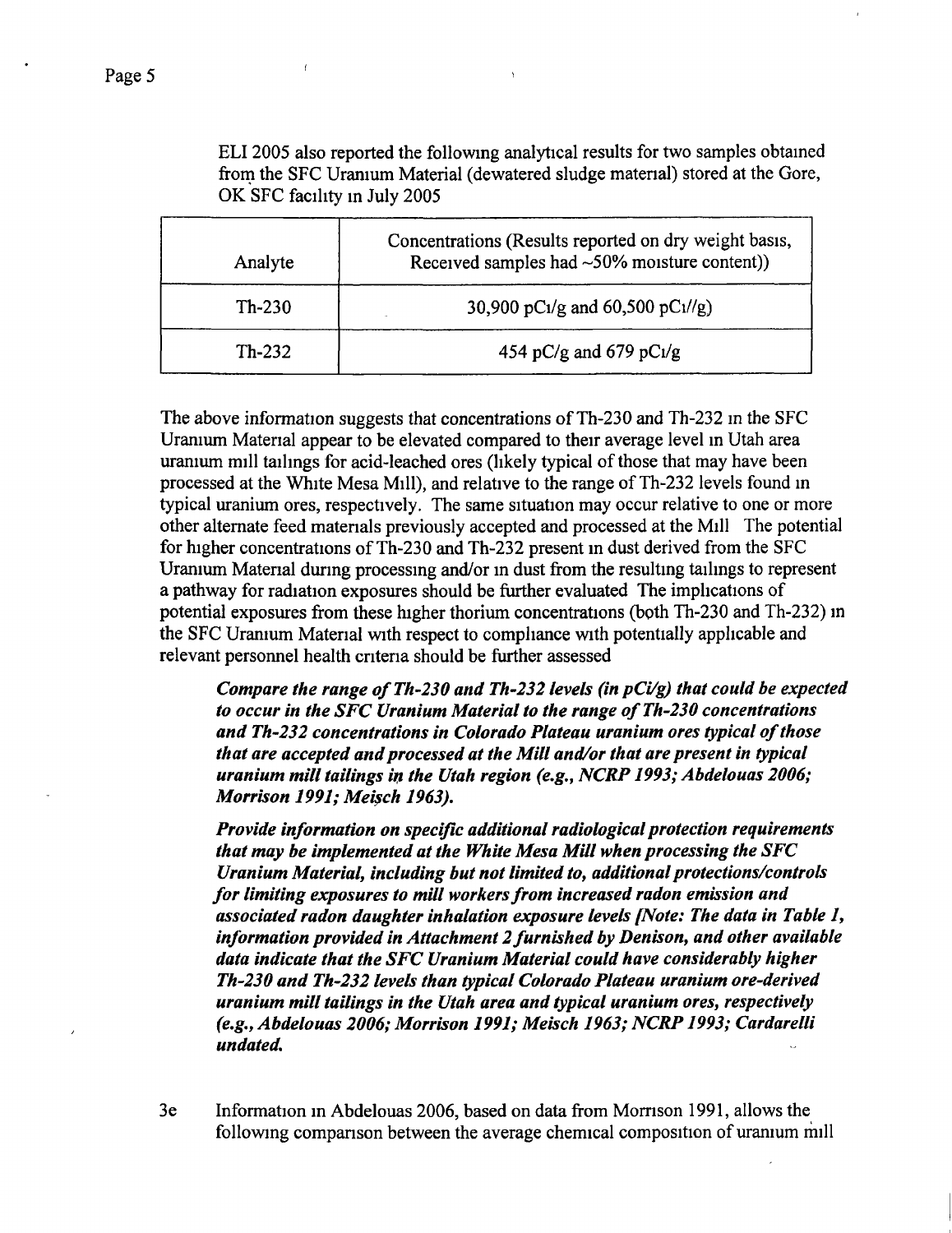ELI 2005 also reported the following analytical results for two samples obtained from the SFC Uranium Material (dewatered sludge material) stored at the Gore, OK SFC facility in July 2005

| Analyte | Concentrations (Results reported on dry weight basis, Received samples had ~50% moisture content)) |
|---|---|
| Th-230 | 30,900 pCi/g and 60,500 pCi//g) |
| Th-232 | 454 pC/g and 679 pCi/g |

The above information suggests that concentrations of Th-230 and Th-232 in the SFC Uranium Material appear to be elevated compared to their average level in Utah area uranium mill tailings for acid-leached ores (likely typical of those that may have been processed at the White Mesa Mill), and relative to the range of Th-232 levels found in typical uranium ores, respectively. The same situation may occur relative to one or more other alternate feed materials previously accepted and processed at the Mill The potential for higher concentrations of Th-230 and Th-232 present in dust derived from the SFC Uranium Material during processing and/or in dust from the resulting tailings to represent a pathway for radiation exposures should be further evaluated The implications of potential exposures from these higher thorium concentrations (both Th-230 and Th-232) in the SFC Uranium Material with respect to compliance with potentially applicable and relevant personnel health criteria should be further assessed

> ***Compare the range of Th-230 and Th-232 levels (in pCi/g) that could be expected to occur in the SFC Uranium Material to the range of Th-230 concentrations and Th-232 concentrations in Colorado Plateau uranium ores typical of those that are accepted and processed at the Mill and/or that are present in typical uranium mill tailings in the Utah region (e.g., NCRP 1993; Abdelouas 2006; Morrison 1991; Meisch 1963).***
>
> ***Provide information on specific additional radiological protection requirements that may be implemented at the White Mesa Mill when processing the SFC Uranium Material, including but not limited to, additional protections/controls for limiting exposures to mill workers from increased radon emission and associated radon daughter inhalation exposure levels [Note: The data in Table 1, information provided in Attachment 2 furnished by Denison, and other available data indicate that the SFC Uranium Material could have considerably higher Th-230 and Th-232 levels than typical Colorado Plateau uranium ore-derived uranium mill tailings in the Utah area and typical uranium ores, respectively (e.g., Abdelouas 2006; Morrison 1991; Meisch 1963; NCRP 1993; Cardarelli undated.***

3e Information in Abdelouas 2006, based on data from Morrison 1991, allows the following comparison between the average chemical composition of uranium mill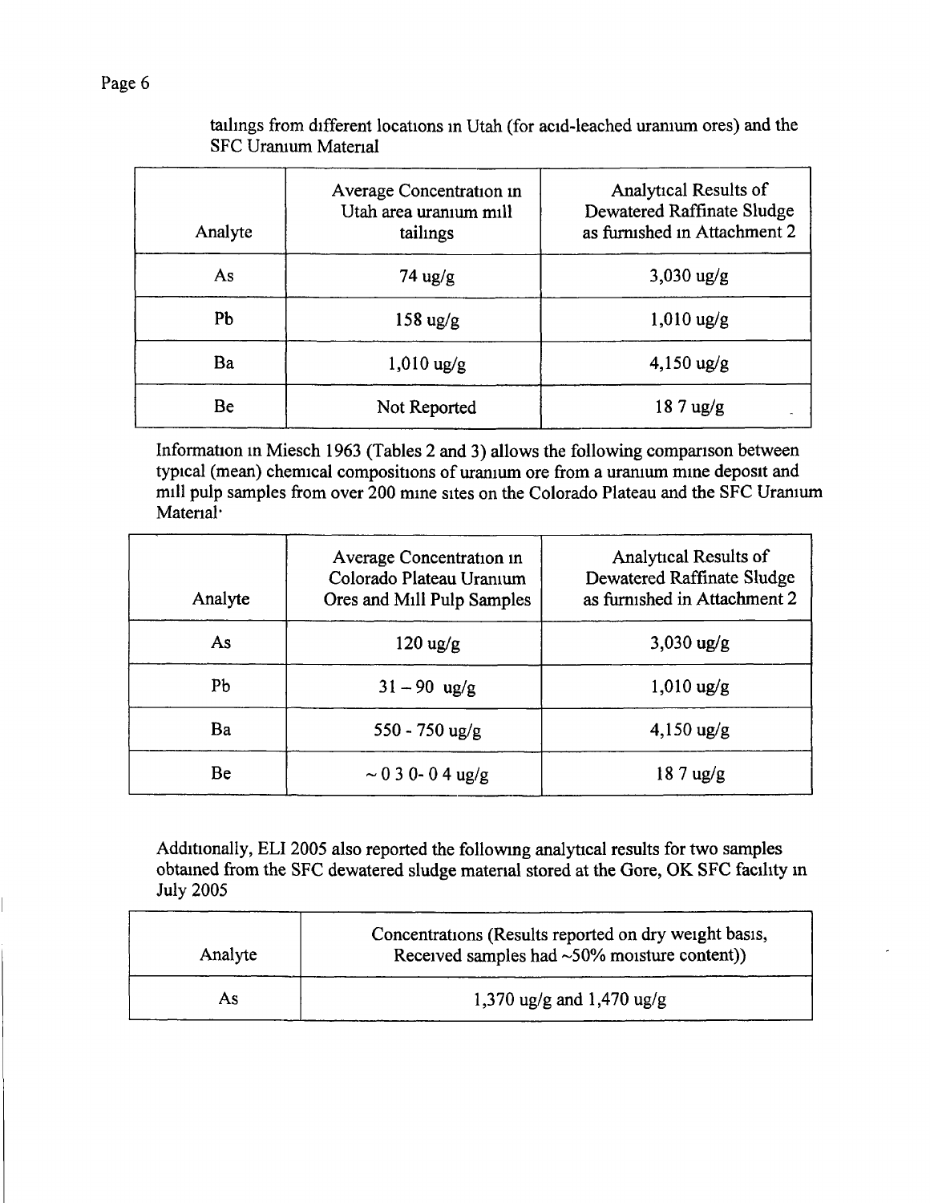tailings from different locations in Utah (for acid-leached uranium ores) and the SFC Uranium Material

| Analyte | Average Concentration in Utah area uranium mill tailings | Analytical Results of Dewatered Raffinate Sludge as furnished in Attachment 2 |
|---|---|---|
| As | 74 ug/g | 3,030 ug/g |
| Pb | 158 ug/g | 1,010 ug/g |
| Ba | 1,010 ug/g | 4,150 ug/g |
| Be | Not Reported | 18 7 ug/g |

Information in Miesch 1963 (Tables 2 and 3) allows the following comparison between typical (mean) chemical compositions of uranium ore from a uranium mine deposit and mill pulp samples from over 200 mine sites on the Colorado Plateau and the SFC Uranium Material·

| Analyte | Average Concentration in Colorado Plateau Uranium Ores and Mill Pulp Samples | Analytical Results of Dewatered Raffinate Sludge as furnished in Attachment 2 |
|---|---|---|
| As | 120 ug/g | 3,030 ug/g |
| Pb | 31 – 90 ug/g | 1,010 ug/g |
| Ba | 550 - 750 ug/g | 4,150 ug/g |
| Be | ~ 0 3 0- 0 4 ug/g | 18 7 ug/g |

Additionally, ELI 2005 also reported the following analytical results for two samples obtained from the SFC dewatered sludge material stored at the Gore, OK SFC facility in July 2005

| Analyte | Concentrations (Results reported on dry weight basis, Received samples had ~50% moisture content)) |
|---|---|
| As | 1,370 ug/g and 1,470 ug/g |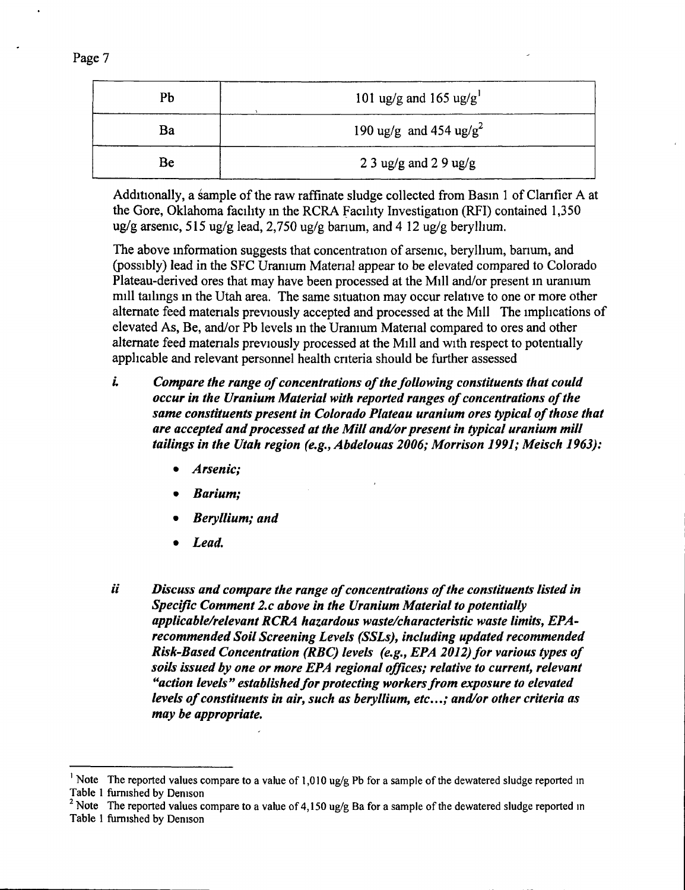| Pb | 101 ug/g and 165 ug/g[1] |
|---|---|
| Ba | 190 ug/g and 454 ug/g[2] |
| Be | 2 3 ug/g and 2 9 ug/g |

Additionally, a sample of the raw raffinate sludge collected from Basin 1 of Clarifier A at the Gore, Oklahoma facility in the RCRA Facility Investigation (RFI) contained 1,350 ug/g arsenic, 515 ug/g lead, 2,750 ug/g barium, and 4 12 ug/g beryllium.

The above information suggests that concentration of arsenic, beryllium, barium, and (possibly) lead in the SFC Uranium Material appear to be elevated compared to Colorado Plateau-derived ores that may have been processed at the Mill and/or present in uranium mill tailings in the Utah area. The same situation may occur relative to one or more other alternate feed materials previously accepted and processed at the Mill The implications of elevated As, Be, and/or Pb levels in the Uranium Material compared to ores and other alternate feed materials previously processed at the Mill and with respect to potentially applicable and relevant personnel health criteria should be further assessed

*i.* ***Compare the range of concentrations of the following constituents that could occur in the Uranium Material with reported ranges of concentrations of the same constituents present in Colorado Plateau uranium ores typical of those that are accepted and processed at the Mill and/or present in typical uranium mill tailings in the Utah region (e.g., Abdelouas 2006; Morrison 1991; Meisch 1963):***

- ***Arsenic;***
- ***Barium;***
- ***Beryllium; and***
- ***Lead.***

*ii* ***Discuss and compare the range of concentrations of the constituents listed in Specific Comment 2.c above in the Uranium Material to potentially applicable/relevant RCRA hazardous waste/characteristic waste limits, EPA-recommended Soil Screening Levels (SSLs), including updated recommended Risk-Based Concentration (RBC) levels (e.g., EPA 2012) for various types of soils issued by one or more EPA regional offices; relative to current, relevant "action levels" established for protecting workers from exposure to elevated levels of constituents in air, such as beryllium, etc...; and/or other criteria as may be appropriate.***

---

[1] Note The reported values compare to a value of 1,010 ug/g Pb for a sample of the dewatered sludge reported in Table 1 furnished by Denison

[2] Note The reported values compare to a value of 4,150 ug/g Ba for a sample of the dewatered sludge reported in Table 1 furnished by Denison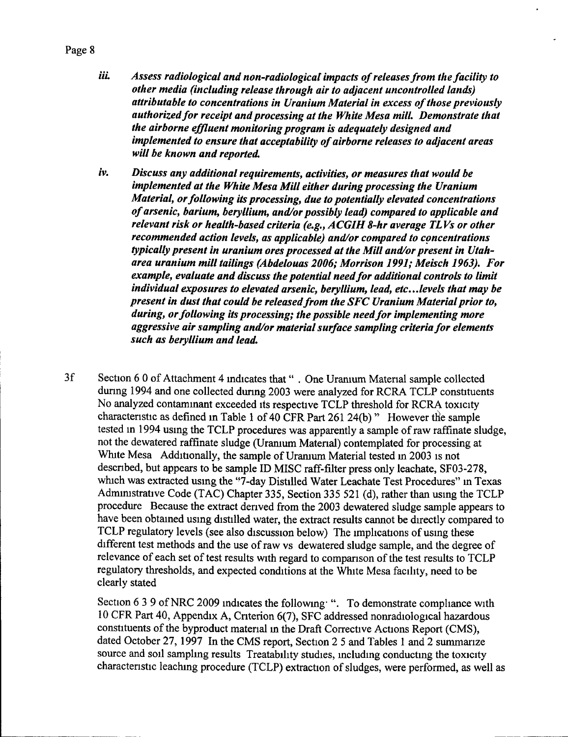*iii.* ***Assess radiological and non-radiological impacts of releases from the facility to other media (including release through air to adjacent uncontrolled lands) attributable to concentrations in Uranium Material in excess of those previously authorized for receipt and processing at the White Mesa mill. Demonstrate that the airborne effluent monitoring program is adequately designed and implemented to ensure that acceptability of airborne releases to adjacent areas will be known and reported.***

*iv.* ***Discuss any additional requirements, activities, or measures that would be implemented at the White Mesa Mill either during processing the Uranium Material, or following its processing, due to potentially elevated concentrations of arsenic, barium, beryllium, and/or possibly lead) compared to applicable and relevant risk or health-based criteria (e.g., ACGIH 8-hr average TLVs or other recommended action levels, as applicable) and/or compared to concentrations typically present in uranium ores processed at the Mill and/or present in Utah-area uranium mill tailings (Abdelouas 2006; Morrison 1991; Meisch 1963). For example, evaluate and discuss the potential need for additional controls to limit individual exposures to elevated arsenic, beryllium, lead, etc...levels that may be present in dust that could be released from the SFC Uranium Material prior to, during, or following its processing; the possible need for implementing more aggressive air sampling and/or material surface sampling criteria for elements such as beryllium and lead.***

3f Section 6 0 of Attachment 4 indicates that " . One Uranium Material sample collected during 1994 and one collected during 2003 were analyzed for RCRA TCLP constituents No analyzed contaminant exceeded its respective TCLP threshold for RCRA toxicity characteristic as defined in Table 1 of 40 CFR Part 261 24(b) " However the sample tested in 1994 using the TCLP procedures was apparently a sample of raw raffinate sludge, not the dewatered raffinate sludge (Uranium Material) contemplated for processing at White Mesa Additionally, the sample of Uranium Material tested in 2003 is not described, but appears to be sample ID MISC raff-filter press only leachate, SF03-278, which was extracted using the "7-day Distilled Water Leachate Test Procedures" in Texas Administrative Code (TAC) Chapter 335, Section 335 521 (d), rather than using the TCLP procedure Because the extract derived from the 2003 dewatered sludge sample appears to have been obtained using distilled water, the extract results cannot be directly compared to TCLP regulatory levels (see also discussion below) The implications of using these different test methods and the use of raw vs dewatered sludge sample, and the degree of relevance of each set of test results with regard to comparison of the test results to TCLP regulatory thresholds, and expected conditions at the White Mesa facility, need to be clearly stated

Section 6 3 9 of NRC 2009 indicates the following· ". To demonstrate compliance with 10 CFR Part 40, Appendix A, Criterion 6(7), SFC addressed nonradiological hazardous constituents of the byproduct material in the Draft Corrective Actions Report (CMS), dated October 27, 1997 In the CMS report, Section 2 5 and Tables 1 and 2 summarize source and soil sampling results Treatability studies, including conducting the toxicity characteristic leaching procedure (TCLP) extraction of sludges, were performed, as well as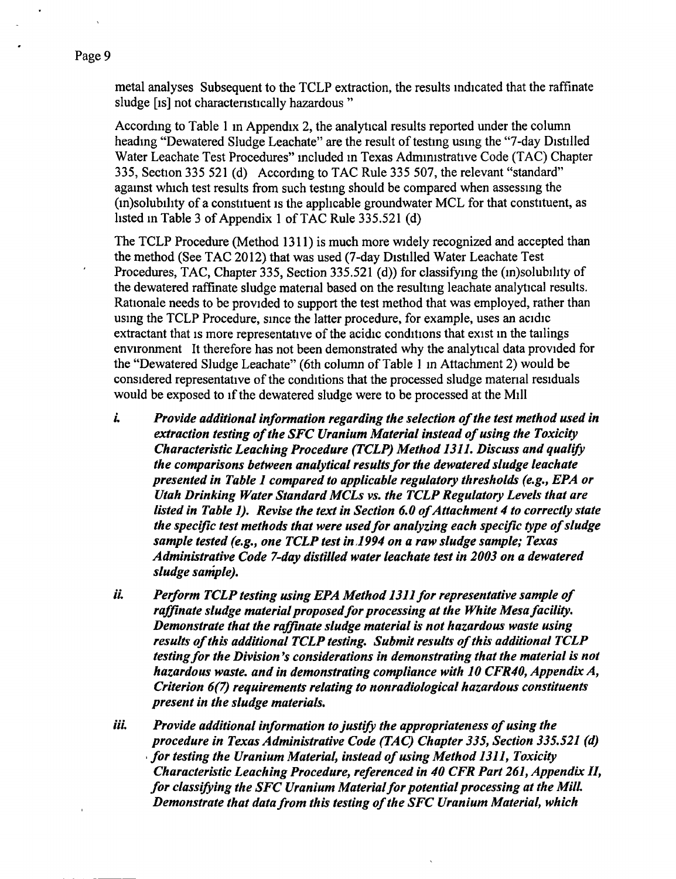metal analyses Subsequent to the TCLP extraction, the results indicated that the raffinate sludge [is] not characteristically hazardous "

According to Table 1 in Appendix 2, the analytical results reported under the column heading "Dewatered Sludge Leachate" are the result of testing using the "7-day Distilled Water Leachate Test Procedures" included in Texas Administrative Code (TAC) Chapter 335, Section 335 521 (d) According to TAC Rule 335 507, the relevant "standard" against which test results from such testing should be compared when assessing the (in)solubility of a constituent is the applicable groundwater MCL for that constituent, as listed in Table 3 of Appendix 1 of TAC Rule 335.521 (d)

The TCLP Procedure (Method 1311) is much more widely recognized and accepted than the method (See TAC 2012) that was used (7-day Distilled Water Leachate Test Procedures, TAC, Chapter 335, Section 335.521 (d)) for classifying the (in)solubility of the dewatered raffinate sludge material based on the resulting leachate analytical results. Rationale needs to be provided to support the test method that was employed, rather than using the TCLP Procedure, since the latter procedure, for example, uses an acidic extractant that is more representative of the acidic conditions that exist in the tailings environment It therefore has not been demonstrated why the analytical data provided for the "Dewatered Sludge Leachate" (6th column of Table 1 in Attachment 2) would be considered representative of the conditions that the processed sludge material residuals would be exposed to if the dewatered sludge were to be processed at the Mill

i. ***Provide additional information regarding the selection of the test method used in extraction testing of the SFC Uranium Material instead of using the Toxicity Characteristic Leaching Procedure (TCLP) Method 1311. Discuss and qualify the comparisons between analytical results for the dewatered sludge leachate presented in Table 1 compared to applicable regulatory thresholds (e.g., EPA or Utah Drinking Water Standard MCLs vs. the TCLP Regulatory Levels that are listed in Table 1). Revise the text in Section 6.0 of Attachment 4 to correctly state the specific test methods that were used for analyzing each specific type of sludge sample tested (e.g., one TCLP test in 1994 on a raw sludge sample; Texas Administrative Code 7-day distilled water leachate test in 2003 on a dewatered sludge sample).***

ii. ***Perform TCLP testing using EPA Method 1311 for representative sample of raffinate sludge material proposed for processing at the White Mesa facility. Demonstrate that the raffinate sludge material is not hazardous waste using results of this additional TCLP testing. Submit results of this additional TCLP testing for the Division's considerations in demonstrating that the material is not hazardous waste. and in demonstrating compliance with 10 CFR40, Appendix A, Criterion 6(7) requirements relating to nonradiological hazardous constituents present in the sludge materials.***

iii. ***Provide additional information to justify the appropriateness of using the procedure in Texas Administrative Code (TAC) Chapter 335, Section 335.521 (d) for testing the Uranium Material, instead of using Method 1311, Toxicity Characteristic Leaching Procedure, referenced in 40 CFR Part 261, Appendix II, for classifying the SFC Uranium Material for potential processing at the Mill. Demonstrate that data from this testing of the SFC Uranium Material, which***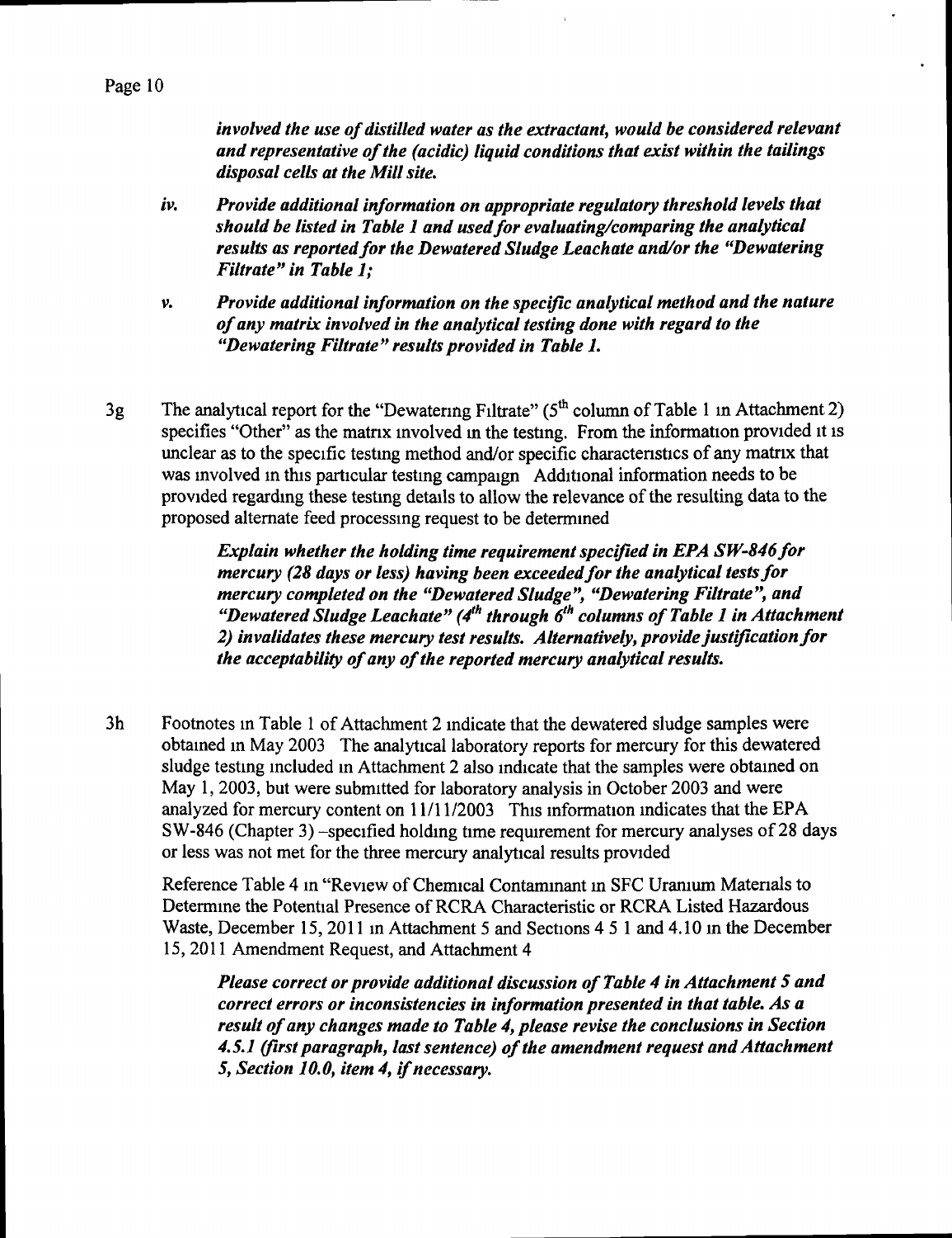*involved the use of distilled water as the extractant, would be considered relevant and representative of the (acidic) liquid conditions that exist within the tailings disposal cells at the Mill site.*

*iv. Provide additional information on appropriate regulatory threshold levels that should be listed in Table 1 and used for evaluating/comparing the analytical results as reported for the Dewatered Sludge Leachate and/or the "Dewatering Filtrate" in Table 1;*

*v. Provide additional information on the specific analytical method and the nature of any matrix involved in the analytical testing done with regard to the "Dewatering Filtrate" results provided in Table 1.*

3g The analytical report for the "Dewatering Filtrate" (5th column of Table 1 in Attachment 2) specifies "Other" as the matrix involved in the testing. From the information provided it is unclear as to the specific testing method and/or specific characteristics of any matrix that was involved in this particular testing campaign. Additional information needs to be provided regarding these testing details to allow the relevance of the resulting data to the proposed alternate feed processing request to be determined

*Explain whether the holding time requirement specified in EPA SW-846 for mercury (28 days or less) having been exceeded for the analytical tests for mercury completed on the "Dewatered Sludge", "Dewatering Filtrate", and "Dewatered Sludge Leachate" (4th through 6th columns of Table 1 in Attachment 2) invalidates these mercury test results. Alternatively, provide justification for the acceptability of any of the reported mercury analytical results.*

3h Footnotes in Table 1 of Attachment 2 indicate that the dewatered sludge samples were obtained in May 2003. The analytical laboratory reports for mercury for this dewatered sludge testing included in Attachment 2 also indicate that the samples were obtained on May 1, 2003, but were submitted for laboratory analysis in October 2003 and were analyzed for mercury content on 11/11/2003. This information indicates that the EPA SW-846 (Chapter 3) –specified holding time requirement for mercury analyses of 28 days or less was not met for the three mercury analytical results provided

Reference Table 4 in "Review of Chemical Contaminant in SFC Uranium Materials to Determine the Potential Presence of RCRA Characteristic or RCRA Listed Hazardous Waste, December 15, 2011 in Attachment 5 and Sections 4.5.1 and 4.10 in the December 15, 2011 Amendment Request, and Attachment 4

*Please correct or provide additional discussion of Table 4 in Attachment 5 and correct errors or inconsistencies in information presented in that table. As a result of any changes made to Table 4, please revise the conclusions in Section 4.5.1 (first paragraph, last sentence) of the amendment request and Attachment 5, Section 10.0, item 4, if necessary.*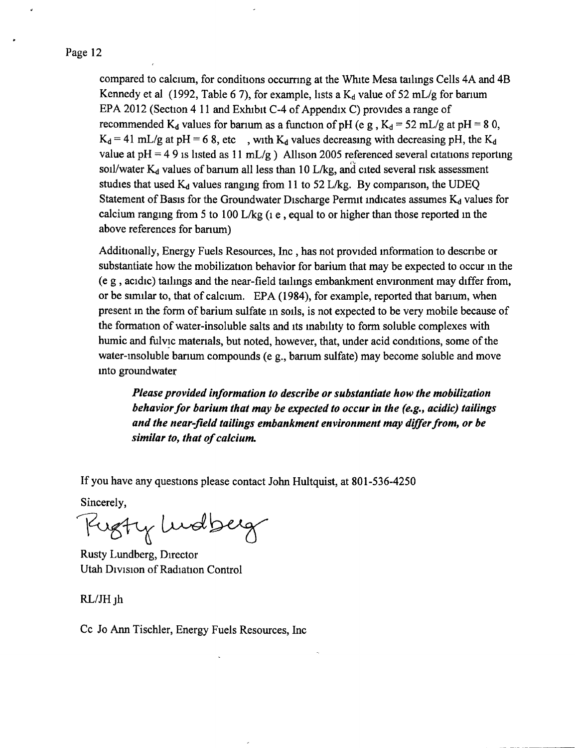compared to calcium, for conditions occurring at the White Mesa tailings Cells 4A and 4B Kennedy et al (1992, Table 6 7), for example, lists a $K_d$ value of 52 mL/g for barium EPA 2012 (Section 4 11 and Exhibit C-4 of Appendix C) provides a range of recommended $K_d$ values for barium as a function of pH (e g , $K_d$ = 52 mL/g at pH = 8 0, $K_d$ = 41 mL/g at pH = 6 8, etc , with $K_d$ values decreasing with decreasing pH, the $K_d$ value at pH = 4 9 is listed as 11 mL/g ) Allison 2005 referenced several citations reporting soil/water $K_d$ values of barium all less than 10 L/kg, and cited several risk assessment studies that used $K_d$ values ranging from 11 to 52 L/kg. By comparison, the UDEQ Statement of Basis for the Groundwater Discharge Permit indicates assumes $K_d$ values for calcium ranging from 5 to 100 L/kg (i e , equal to or higher than those reported in the above references for barium)

Additionally, Energy Fuels Resources, Inc , has not provided information to describe or substantiate how the mobilization behavior for barium that may be expected to occur in the (e g , acidic) tailings and the near-field tailings embankment environment may differ from, or be similar to, that of calcium. EPA (1984), for example, reported that barium, when present in the form of barium sulfate in soils, is not expected to be very mobile because of the formation of water-insoluble salts and its inability to form soluble complexes with humic and fulvic materials, but noted, however, that, under acid conditions, some of the water-insoluble barium compounds (e g., barium sulfate) may become soluble and move into groundwater

> ***Please provided information to describe or substantiate how the mobilization behavior for barium that may be expected to occur in the (e.g., acidic) tailings and the near-field tailings embankment environment may differ from, or be similar to, that of calcium.***

If you have any questions please contact John Hultquist, at 801-536-4250

Sincerely,

Rusty Lundberg

Rusty Lundberg, Director
Utah Division of Radiation Control

RL/JH jh

Cc Jo Ann Tischler, Energy Fuels Resources, Inc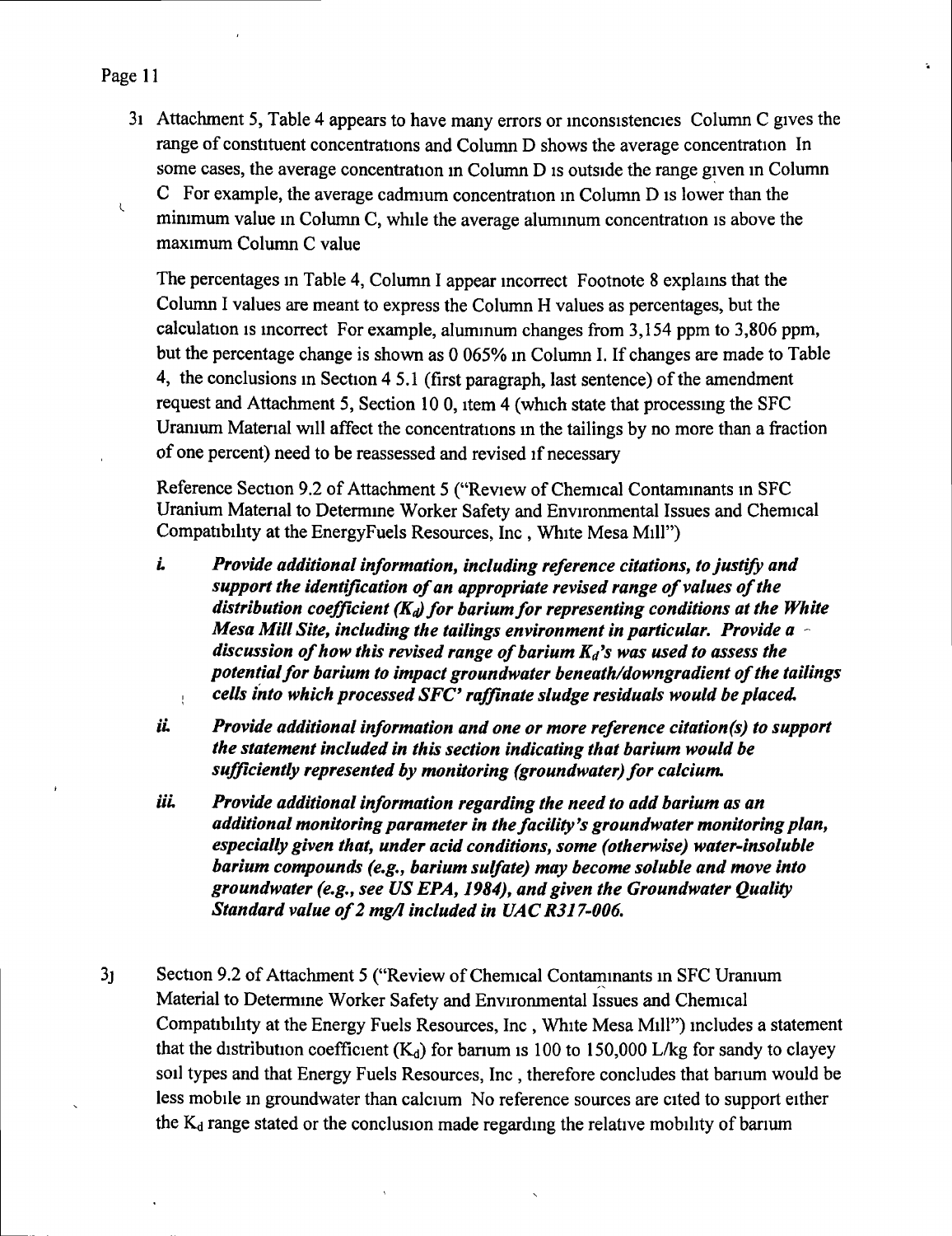3i Attachment 5, Table 4 appears to have many errors or inconsistencies Column C gives the range of constituent concentrations and Column D shows the average concentration In some cases, the average concentration in Column D is outside the range given in Column C For example, the average cadmium concentration in Column D is lower than the minimum value in Column C, while the average aluminum concentration is above the maximum Column C value

The percentages in Table 4, Column I appear incorrect Footnote 8 explains that the Column I values are meant to express the Column H values as percentages, but the calculation is incorrect For example, aluminum changes from 3,154 ppm to 3,806 ppm, but the percentage change is shown as 0 065% in Column I. If changes are made to Table 4, the conclusions in Section 4 5.1 (first paragraph, last sentence) of the amendment request and Attachment 5, Section 10 0, item 4 (which state that processing the SFC Uranium Material will affect the concentrations in the tailings by no more than a fraction of one percent) need to be reassessed and revised if necessary

Reference Section 9.2 of Attachment 5 ("Review of Chemical Contaminants in SFC Uranium Material to Determine Worker Safety and Environmental Issues and Chemical Compatibility at the EnergyFuels Resources, Inc , White Mesa Mill")

i. ***Provide additional information, including reference citations, to justify and support the identification of an appropriate revised range of values of the distribution coefficient ($K_d$) for barium for representing conditions at the White Mesa Mill Site, including the tailings environment in particular. Provide a discussion of how this revised range of barium $K_d$'s was used to assess the potential for barium to impact groundwater beneath/downgradient of the tailings cells into which processed SFC' raffinate sludge residuals would be placed.***

ii. ***Provide additional information and one or more reference citation(s) to support the statement included in this section indicating that barium would be sufficiently represented by monitoring (groundwater) for calcium.***

iii. ***Provide additional information regarding the need to add barium as an additional monitoring parameter in the facility's groundwater monitoring plan, especially given that, under acid conditions, some (otherwise) water-insoluble barium compounds (e.g., barium sulfate) may become soluble and move into groundwater (e.g., see US EPA, 1984), and given the Groundwater Quality Standard value of 2 mg/l included in UAC R317-006.***

3j Section 9.2 of Attachment 5 ("Review of Chemical Contaminants in SFC Uranium Material to Determine Worker Safety and Environmental Issues and Chemical Compatibility at the Energy Fuels Resources, Inc , White Mesa Mill") includes a statement that the distribution coefficient ($K_d$) for barium is 100 to 150,000 L/kg for sandy to clayey soil types and that Energy Fuels Resources, Inc , therefore concludes that barium would be less mobile in groundwater than calcium No reference sources are cited to support either the $K_d$ range stated or the conclusion made regarding the relative mobility of barium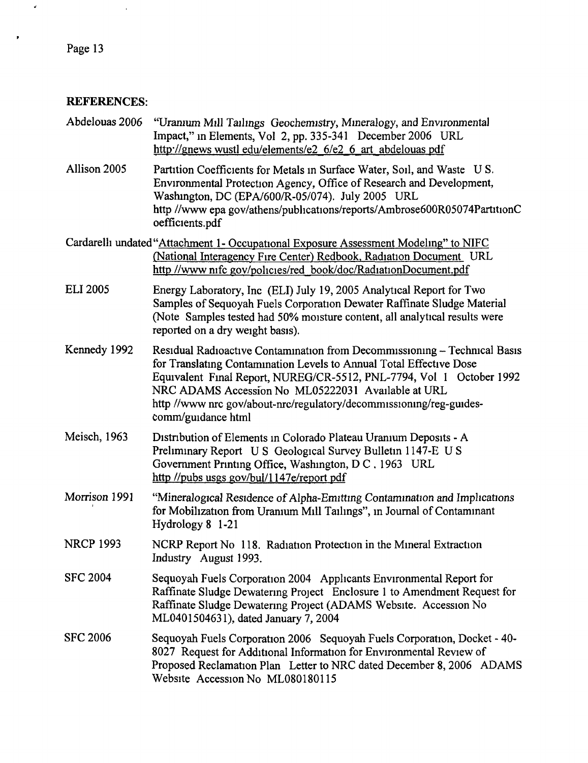## REFERENCES:

Abdelouas 2006 "Uranium Mill Tailings Geochemistry, Mineralogy, and Environmental Impact," in Elements, Vol 2, pp. 335-341 December 2006 URL http://gnews wustl edu/elements/e2_6/e2_6_art_abdelouas pdf

Allison 2005 Partition Coefficients for Metals in Surface Water, Soil, and Waste U S. Environmental Protection Agency, Office of Research and Development, Washington, DC (EPA/600/R-05/074). July 2005 URL http //www epa gov/athens/publications/reports/Ambrose600R05074PartitionCoefficients.pdf

Cardarelli undated "Attachment 1- Occupational Exposure Assessment Modeling" to NIFC (National Interagency Fire Center) Redbook, Radiation Document URL http //www nifc gov/policies/red_book/doc/RadiationDocument.pdf

ELI 2005 Energy Laboratory, Inc (ELI) July 19, 2005 Analytical Report for Two Samples of Sequoyah Fuels Corporation Dewater Raffinate Sludge Material (Note Samples tested had 50% moisture content, all analytical results were reported on a dry weight basis).

Kennedy 1992 Residual Radioactive Contamination from Decommissioning – Technical Basis for Translating Contamination Levels to Annual Total Effective Dose Equivalent Final Report, NUREG/CR-5512, PNL-7794, Vol 1 October 1992 NRC ADAMS Accession No ML05222031 Available at URL http //www nrc gov/about-nrc/regulatory/decommissioning/reg-guides-comm/guidance html

Meisch, 1963 Distribution of Elements in Colorado Plateau Uranium Deposits - A Preliminary Report U S Geological Survey Bulletin 1147-E U S Government Printing Office, Washington, D C , 1963 URL http //pubs usgs gov/bul/1147e/report pdf

Morrison 1991 "Mineralogical Residence of Alpha-Emitting Contamination and Implications for Mobilization from Uranium Mill Tailings", in Journal of Contaminant Hydrology 8 1-21

NRCP 1993 NCRP Report No 118. Radiation Protection in the Mineral Extraction Industry August 1993.

SFC 2004 Sequoyah Fuels Corporation 2004 Applicants Environmental Report for Raffinate Sludge Dewatering Project Enclosure 1 to Amendment Request for Raffinate Sludge Dewatering Project (ADAMS Website. Accession No ML0401504631), dated January 7, 2004

SFC 2006 Sequoyah Fuels Corporation 2006 Sequoyah Fuels Corporation, Docket - 40-8027 Request for Additional Information for Environmental Review of Proposed Reclamation Plan Letter to NRC dated December 8, 2006 ADAMS Website Accession No ML080180115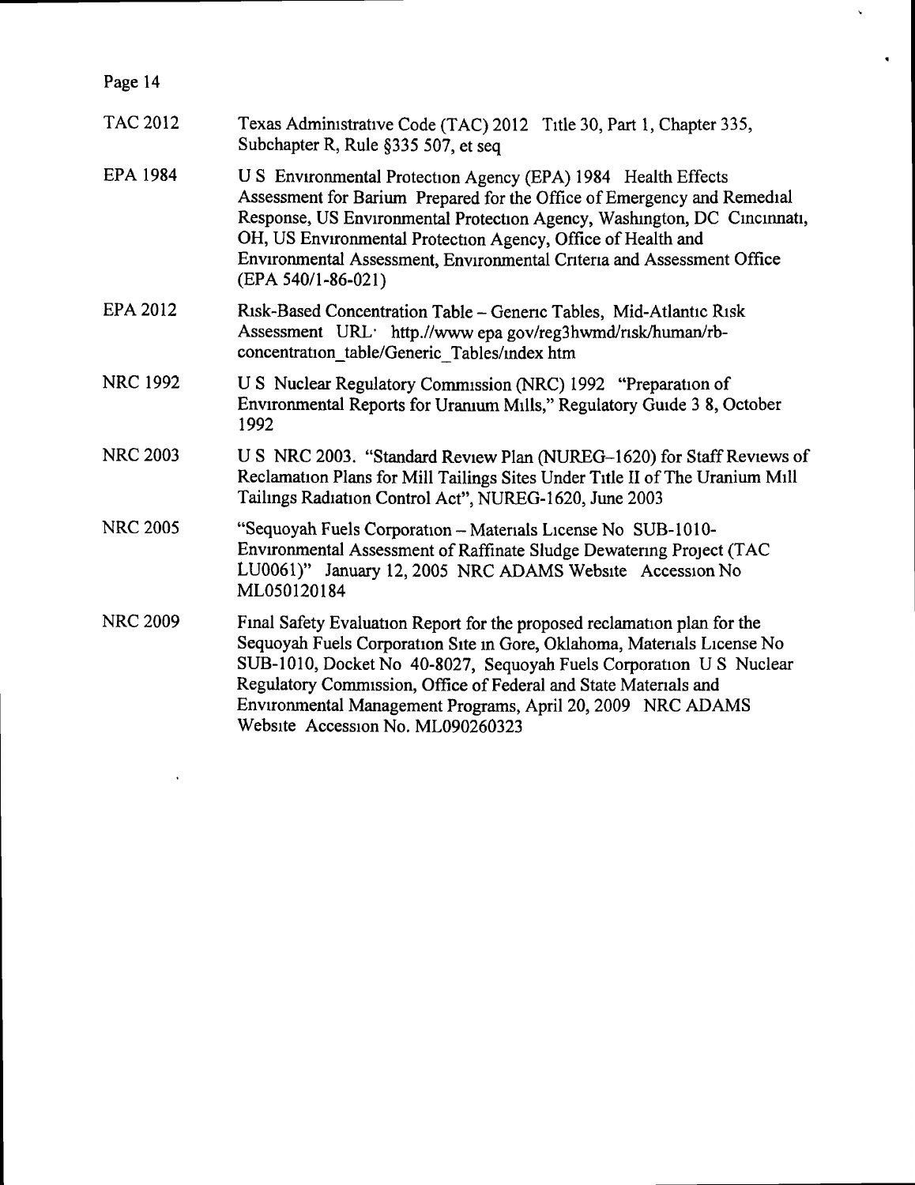| | |
|---|---|
| TAC 2012 | Texas Administrative Code (TAC) 2012 Title 30, Part 1, Chapter 335, Subchapter R, Rule §335 507, et seq |
| EPA 1984 | U S Environmental Protection Agency (EPA) 1984 Health Effects Assessment for Barium Prepared for the Office of Emergency and Remedial Response, US Environmental Protection Agency, Washington, DC Cincinnati, OH, US Environmental Protection Agency, Office of Health and Environmental Assessment, Environmental Criteria and Assessment Office (EPA 540/1-86-021) |
| EPA 2012 | Risk-Based Concentration Table – Generic Tables, Mid-Atlantic Risk Assessment URL: http://www epa gov/reg3hwmd/risk/human/rb-concentration_table/Generic_Tables/index htm |
| NRC 1992 | U S Nuclear Regulatory Commission (NRC) 1992 "Preparation of Environmental Reports for Uranium Mills," Regulatory Guide 3 8, October 1992 |
| NRC 2003 | U S NRC 2003. "Standard Review Plan (NUREG–1620) for Staff Reviews of Reclamation Plans for Mill Tailings Sites Under Title II of The Uranium Mill Tailings Radiation Control Act", NUREG-1620, June 2003 |
| NRC 2005 | "Sequoyah Fuels Corporation – Materials License No SUB-1010-Environmental Assessment of Raffinate Sludge Dewatering Project (TAC LU0061)" January 12, 2005 NRC ADAMS Website Accession No ML050120184 |
| NRC 2009 | Final Safety Evaluation Report for the proposed reclamation plan for the Sequoyah Fuels Corporation Site in Gore, Oklahoma, Materials License No SUB-1010, Docket No 40-8027, Sequoyah Fuels Corporation U S Nuclear Regulatory Commission, Office of Federal and State Materials and Environmental Management Programs, April 20, 2009 NRC ADAMS Website Accession No. ML090260323 |